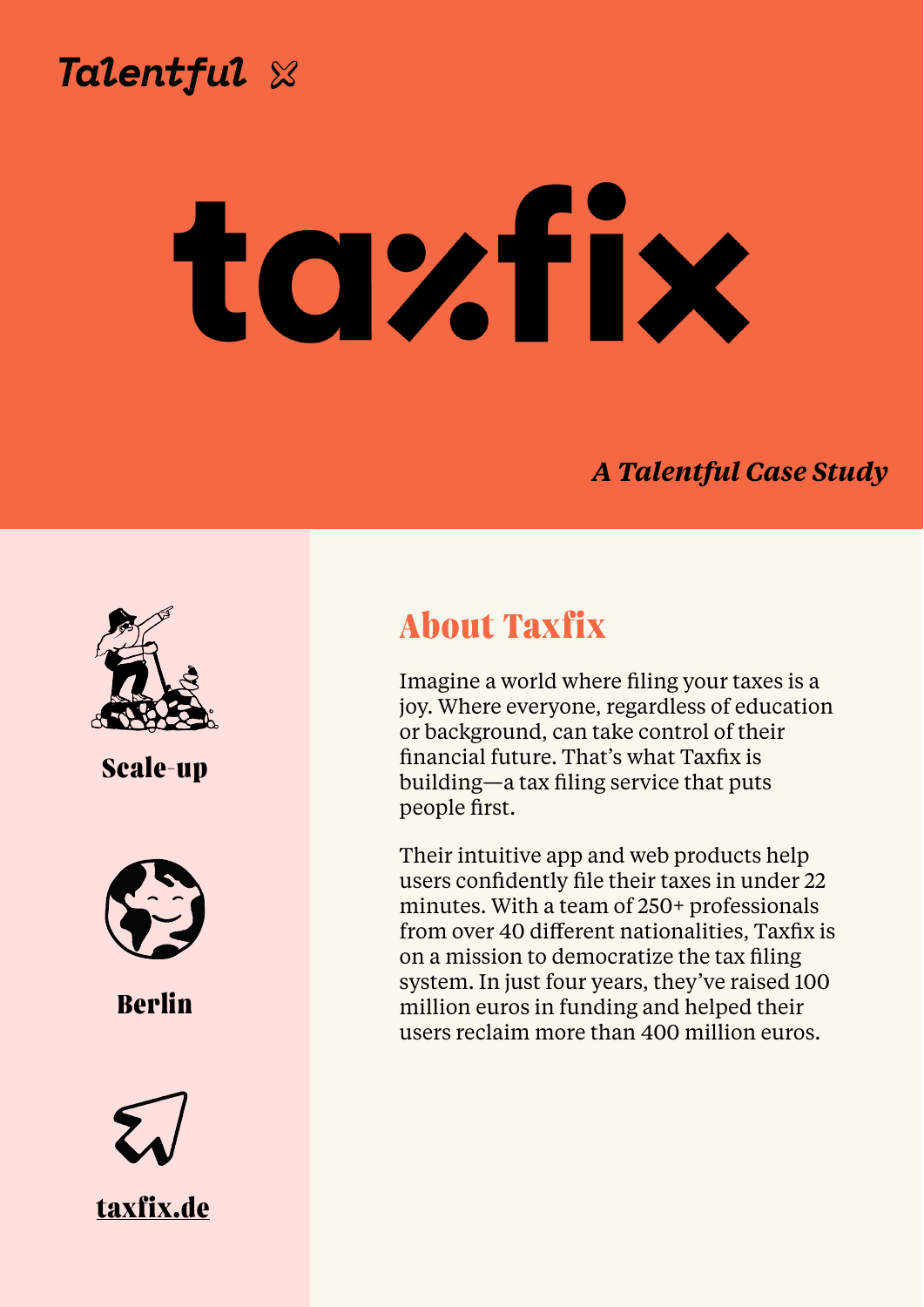Talentful

# taxfix

*A Talentful Case Study*

**Scale-up**

**Berlin**

**taxfix.de**

## About Taxfix

Imagine a world where filing your taxes is a joy. Where everyone, regardless of education or background, can take control of their financial future. That's what Taxfix is building—a tax filing service that puts people first.

Their intuitive app and web products help users confidently file their taxes in under 22 minutes. With a team of 250+ professionals from over 40 different nationalities, Taxfix is on a mission to democratize the tax filing system. In just four years, they've raised 100 million euros in funding and helped their users reclaim more than 400 million euros.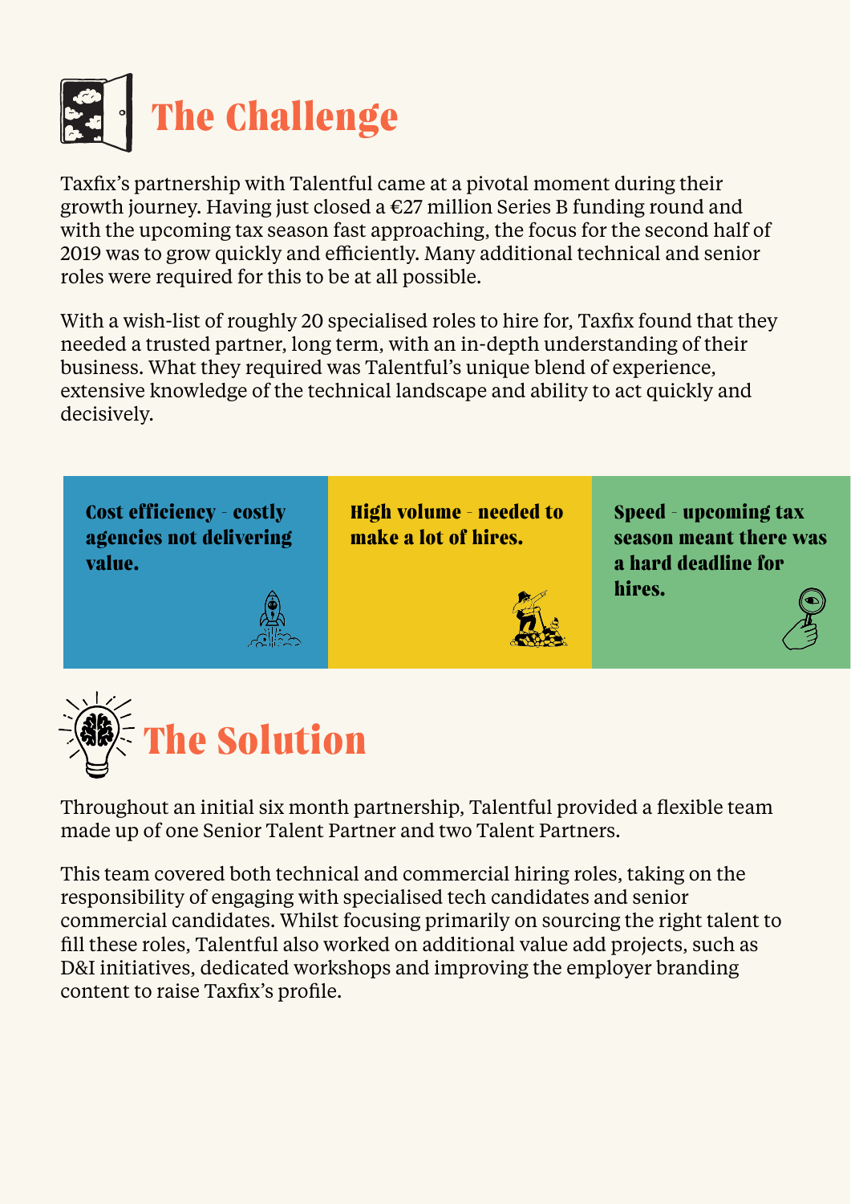# The Challenge

Taxfix's partnership with Talentful came at a pivotal moment during their growth journey. Having just closed a €27 million Series B funding round and with the upcoming tax season fast approaching, the focus for the second half of 2019 was to grow quickly and efficiently. Many additional technical and senior roles were required for this to be at all possible.

With a wish-list of roughly 20 specialised roles to hire for, Taxfix found that they needed a trusted partner, long term, with an in-depth understanding of their business. What they required was Talentful's unique blend of experience, extensive knowledge of the technical landscape and ability to act quickly and decisively.

**Cost efficiency - costly agencies not delivering value.**

**High volume - needed to make a lot of hires.**

**Speed - upcoming tax season meant there was a hard deadline for hires.**

# The Solution

Throughout an initial six month partnership, Talentful provided a flexible team made up of one Senior Talent Partner and two Talent Partners.

This team covered both technical and commercial hiring roles, taking on the responsibility of engaging with specialised tech candidates and senior commercial candidates. Whilst focusing primarily on sourcing the right talent to fill these roles, Talentful also worked on additional value add projects, such as D&I initiatives, dedicated workshops and improving the employer branding content to raise Taxfix's profile.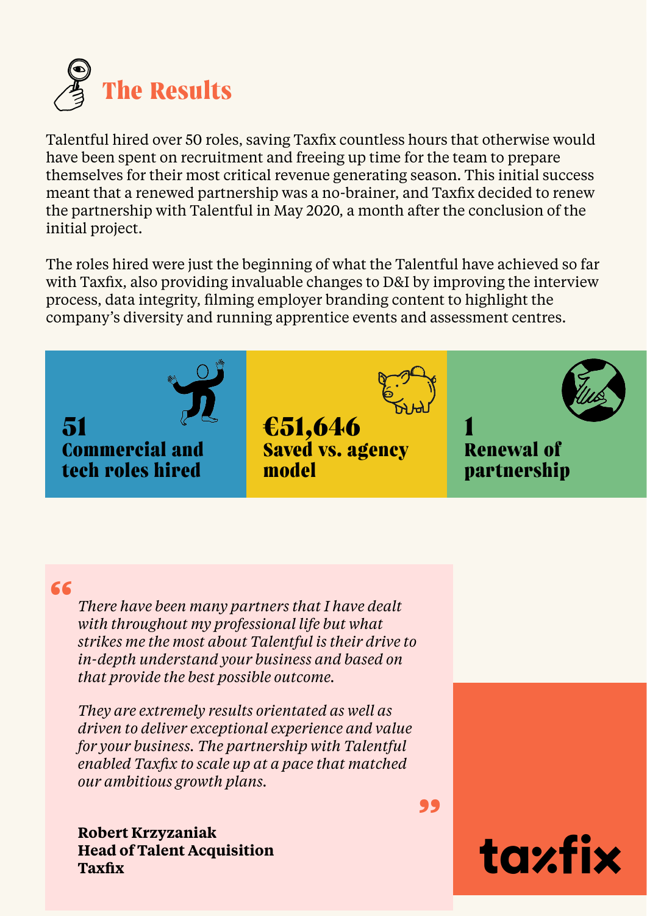# The Results

Talentful hired over 50 roles, saving Taxfix countless hours that otherwise would have been spent on recruitment and freeing up time for the team to prepare themselves for their most critical revenue generating season. This initial success meant that a renewed partnership was a no-brainer, and Taxfix decided to renew the partnership with Talentful in May 2020, a month after the conclusion of the initial project.

The roles hired were just the beginning of what the Talentful have achieved so far with Taxfix, also providing invaluable changes to D&I by improving the interview process, data integrity, filming employer branding content to highlight the company's diversity and running apprentice events and assessment centres.

**51**
**Commercial and tech roles hired**

**€51,646**
**Saved vs. agency model**

**1**
**Renewal of partnership**

> *There have been many partners that I have dealt with throughout my professional life but what strikes me the most about Talentful is their drive to in-depth understand your business and based on that provide the best possible outcome.*
>
> *They are extremely results orientated as well as driven to deliver exceptional experience and value for your business. The partnership with Talentful enabled Taxfix to scale up at a pace that matched our ambitious growth plans.*
>
> **Robert Krzyzaniak**
> **Head of Talent Acquisition**
> **Taxfix**

taxfix